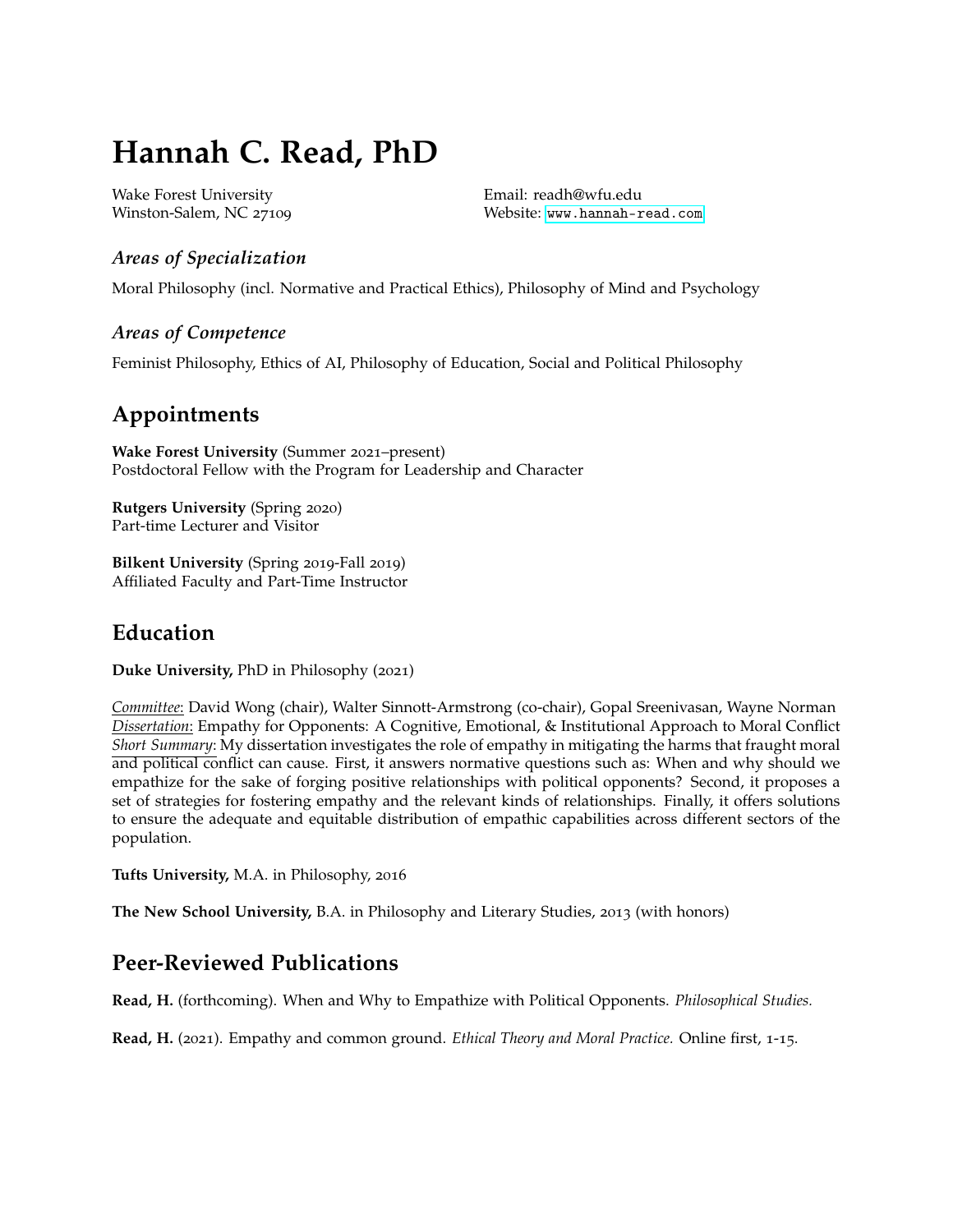# Hannah C. Read, PhD

Wake Forest University
Winston-Salem, NC 27109

Email: readh@wfu.edu
Website: www.hannah-read.com

### *Areas of Specialization*

Moral Philosophy (incl. Normative and Practical Ethics), Philosophy of Mind and Psychology

### *Areas of Competence*

Feminist Philosophy, Ethics of AI, Philosophy of Education, Social and Political Philosophy

## Appointments

**Wake Forest University** (Summer 2021–present)
Postdoctoral Fellow with the Program for Leadership and Character

**Rutgers University** (Spring 2020)
Part-time Lecturer and Visitor

**Bilkent University** (Spring 2019-Fall 2019)
Affiliated Faculty and Part-Time Instructor

## Education

**Duke University,** PhD in Philosophy (2021)

*Committee*: David Wong (chair), Walter Sinnott-Armstrong (co-chair), Gopal Sreenivasan, Wayne Norman
*Dissertation*: Empathy for Opponents: A Cognitive, Emotional, & Institutional Approach to Moral Conflict
*Short Summary*: My dissertation investigates the role of empathy in mitigating the harms that fraught moral and political conflict can cause. First, it answers normative questions such as: When and why should we empathize for the sake of forging positive relationships with political opponents? Second, it proposes a set of strategies for fostering empathy and the relevant kinds of relationships. Finally, it offers solutions to ensure the adequate and equitable distribution of empathic capabilities across different sectors of the population.

**Tufts University,** M.A. in Philosophy, 2016

**The New School University,** B.A. in Philosophy and Literary Studies, 2013 (with honors)

## Peer-Reviewed Publications

**Read, H.** (forthcoming). When and Why to Empathize with Political Opponents. *Philosophical Studies.*

**Read, H.** (2021). Empathy and common ground. *Ethical Theory and Moral Practice.* Online first, 1-15.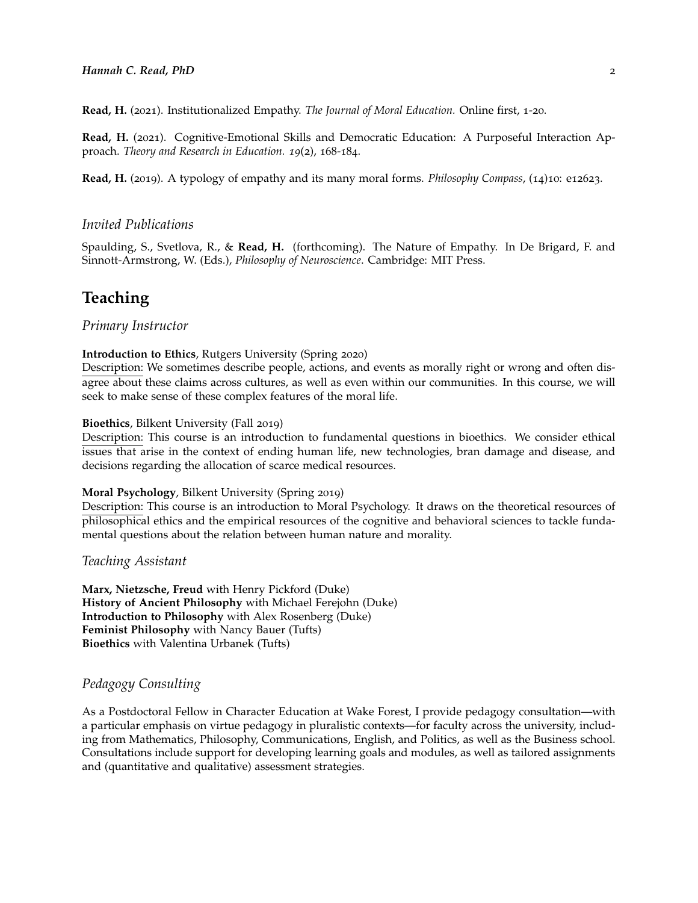**Read, H.** (2021). Institutionalized Empathy. *The Journal of Moral Education*. Online first, 1-20.

**Read, H.** (2021). Cognitive-Emotional Skills and Democratic Education: A Purposeful Interaction Approach. *Theory and Research in Education. 19*(2), 168-184.

**Read, H.** (2019). A typology of empathy and its many moral forms. *Philosophy Compass*, (14)10: e12623.

### *Invited Publications*

Spaulding, S., Svetlova, R., & **Read, H.** (forthcoming). The Nature of Empathy. In De Brigard, F. and Sinnott-Armstrong, W. (Eds.), *Philosophy of Neuroscience*. Cambridge: MIT Press.

## Teaching

### *Primary Instructor*

**Introduction to Ethics**, Rutgers University (Spring 2020)
Description: We sometimes describe people, actions, and events as morally right or wrong and often disagree about these claims across cultures, as well as even within our communities. In this course, we will seek to make sense of these complex features of the moral life.

**Bioethics**, Bilkent University (Fall 2019)
Description: This course is an introduction to fundamental questions in bioethics. We consider ethical issues that arise in the context of ending human life, new technologies, bran damage and disease, and decisions regarding the allocation of scarce medical resources.

**Moral Psychology**, Bilkent University (Spring 2019)
Description: This course is an introduction to Moral Psychology. It draws on the theoretical resources of philosophical ethics and the empirical resources of the cognitive and behavioral sciences to tackle fundamental questions about the relation between human nature and morality.

### *Teaching Assistant*

**Marx, Nietzsche, Freud** with Henry Pickford (Duke)
**History of Ancient Philosophy** with Michael Ferejohn (Duke)
**Introduction to Philosophy** with Alex Rosenberg (Duke)
**Feminist Philosophy** with Nancy Bauer (Tufts)
**Bioethics** with Valentina Urbanek (Tufts)

### *Pedagogy Consulting*

As a Postdoctoral Fellow in Character Education at Wake Forest, I provide pedagogy consultation—with a particular emphasis on virtue pedagogy in pluralistic contexts—for faculty across the university, including from Mathematics, Philosophy, Communications, English, and Politics, as well as the Business school. Consultations include support for developing learning goals and modules, as well as tailored assignments and (quantitative and qualitative) assessment strategies.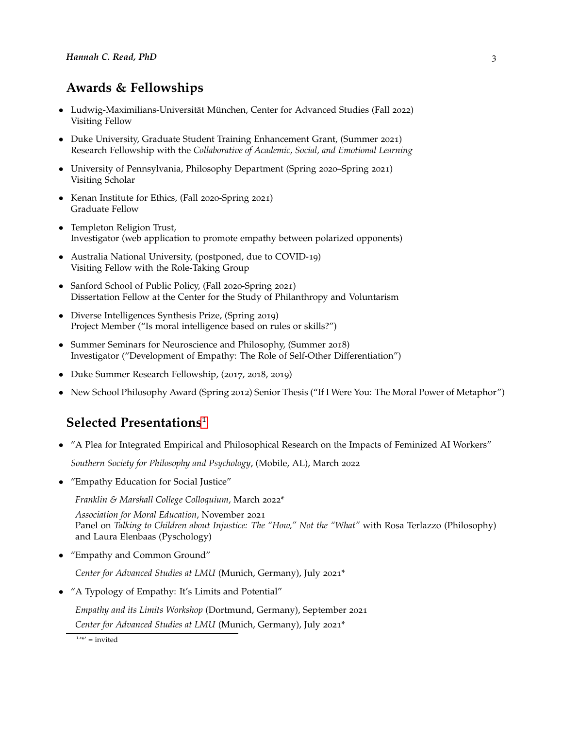## Awards & Fellowships

- Ludwig-Maximilians-Universität München, Center for Advanced Studies (Fall 2022)
  Visiting Fellow
- Duke University, Graduate Student Training Enhancement Grant, (Summer 2021)
  Research Fellowship with the *Collaborative of Academic, Social, and Emotional Learning*
- University of Pennsylvania, Philosophy Department (Spring 2020–Spring 2021)
  Visiting Scholar
- Kenan Institute for Ethics, (Fall 2020-Spring 2021)
  Graduate Fellow
- Templeton Religion Trust,
  Investigator (web application to promote empathy between polarized opponents)
- Australia National University, (postponed, due to COVID-19)
  Visiting Fellow with the Role-Taking Group
- Sanford School of Public Policy, (Fall 2020-Spring 2021)
  Dissertation Fellow at the Center for the Study of Philanthropy and Voluntarism
- Diverse Intelligences Synthesis Prize, (Spring 2019)
  Project Member ("Is moral intelligence based on rules or skills?")
- Summer Seminars for Neuroscience and Philosophy, (Summer 2018)
  Investigator ("Development of Empathy: The Role of Self-Other Differentiation")
- Duke Summer Research Fellowship, (2017, 2018, 2019)
- New School Philosophy Award (Spring 2012) Senior Thesis ("If I Were You: The Moral Power of Metaphor")

## Selected Presentations[1]

- "A Plea for Integrated Empirical and Philosophical Research on the Impacts of Feminized AI Workers"

  *Southern Society for Philosophy and Psychology*, (Mobile, AL), March 2022

- "Empathy Education for Social Justice"

  *Franklin & Marshall College Colloquium*, March 2022*

  *Association for Moral Education*, November 2021
  Panel on *Talking to Children about Injustice: The "How," Not the "What"* with Rosa Terlazzo (Philosophy) and Laura Elenbaas (Pyschology)

- "Empathy and Common Ground"

  *Center for Advanced Studies at LMU* (Munich, Germany), July 2021*

- "A Typology of Empathy: It's Limits and Potential"

  *Empathy and its Limits Workshop* (Dortmund, Germany), September 2021

  *Center for Advanced Studies at LMU* (Munich, Germany), July 2021*

[1] '*' = invited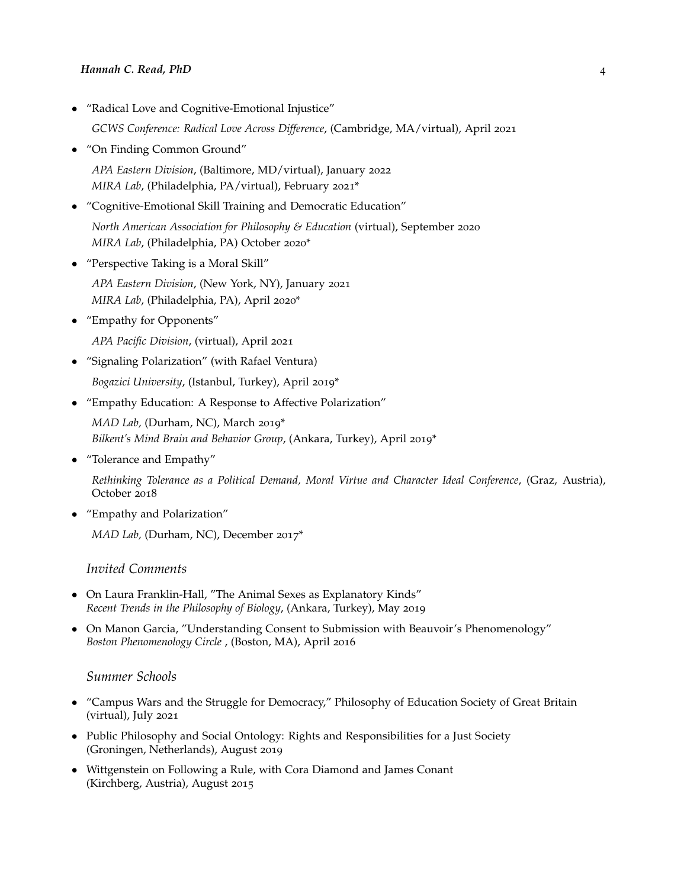- "Radical Love and Cognitive-Emotional Injustice"

  *GCWS Conference: Radical Love Across Difference*, (Cambridge, MA/virtual), April 2021

- "On Finding Common Ground"

  *APA Eastern Division*, (Baltimore, MD/virtual), January 2022
  *MIRA Lab*, (Philadelphia, PA/virtual), February 2021*

- "Cognitive-Emotional Skill Training and Democratic Education"

  *North American Association for Philosophy & Education* (virtual), September 2020
  *MIRA Lab*, (Philadelphia, PA) October 2020*

- "Perspective Taking is a Moral Skill"

  *APA Eastern Division*, (New York, NY), January 2021
  *MIRA Lab*, (Philadelphia, PA), April 2020*

- "Empathy for Opponents"

  *APA Pacific Division*, (virtual), April 2021

- "Signaling Polarization" (with Rafael Ventura)

  *Bogazici University*, (Istanbul, Turkey), April 2019*

- "Empathy Education: A Response to Affective Polarization"

  *MAD Lab,* (Durham, NC), March 2019*
  *Bilkent's Mind Brain and Behavior Group*, (Ankara, Turkey), April 2019*

- "Tolerance and Empathy"

  *Rethinking Tolerance as a Political Demand, Moral Virtue and Character Ideal Conference*, (Graz, Austria), October 2018

- "Empathy and Polarization"

  *MAD Lab,* (Durham, NC), December 2017*

### *Invited Comments*

- On Laura Franklin-Hall, "The Animal Sexes as Explanatory Kinds"
  *Recent Trends in the Philosophy of Biology*, (Ankara, Turkey), May 2019
- On Manon Garcia, "Understanding Consent to Submission with Beauvoir's Phenomenology"
  *Boston Phenomenology Circle* , (Boston, MA), April 2016

### *Summer Schools*

- "Campus Wars and the Struggle for Democracy," Philosophy of Education Society of Great Britain (virtual), July 2021
- Public Philosophy and Social Ontology: Rights and Responsibilities for a Just Society (Groningen, Netherlands), August 2019
- Wittgenstein on Following a Rule, with Cora Diamond and James Conant (Kirchberg, Austria), August 2015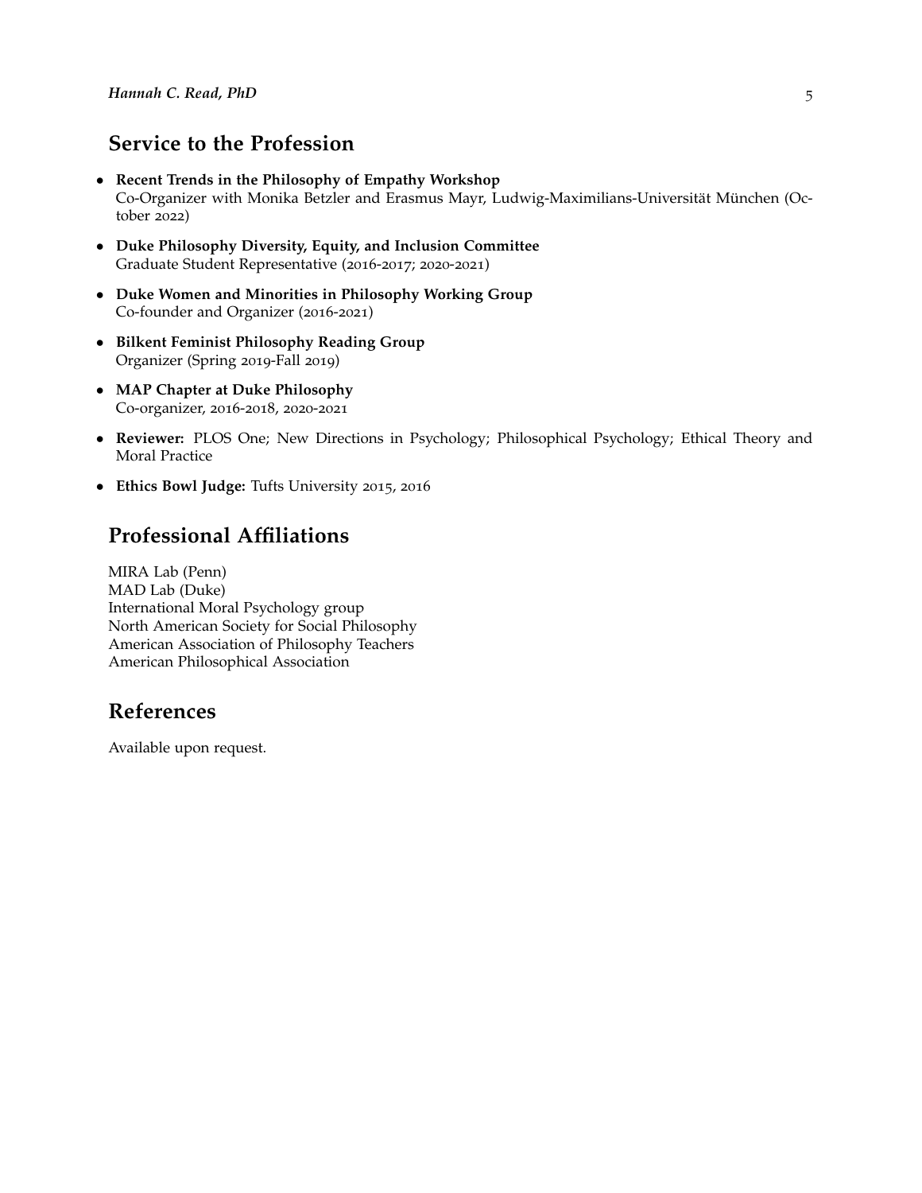## Service to the Profession

- **Recent Trends in the Philosophy of Empathy Workshop**
  Co-Organizer with Monika Betzler and Erasmus Mayr, Ludwig-Maximilians-Universität München (October 2022)
- **Duke Philosophy Diversity, Equity, and Inclusion Committee**
  Graduate Student Representative (2016-2017; 2020-2021)
- **Duke Women and Minorities in Philosophy Working Group**
  Co-founder and Organizer (2016-2021)
- **Bilkent Feminist Philosophy Reading Group**
  Organizer (Spring 2019-Fall 2019)
- **MAP Chapter at Duke Philosophy**
  Co-organizer, 2016-2018, 2020-2021
- **Reviewer:** PLOS One; New Directions in Psychology; Philosophical Psychology; Ethical Theory and Moral Practice
- **Ethics Bowl Judge:** Tufts University 2015, 2016

## Professional Affiliations

MIRA Lab (Penn)
MAD Lab (Duke)
International Moral Psychology group
North American Society for Social Philosophy
American Association of Philosophy Teachers
American Philosophical Association

## References

Available upon request.